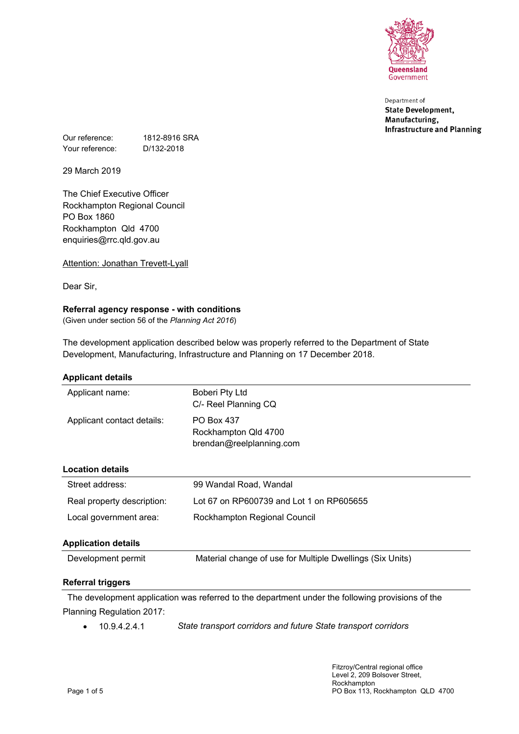Queensland Government

Department of
**State Development, Manufacturing, Infrastructure and Planning**

| | |
|---|---|
| Our reference: | 1812-8916 SRA |
| Your reference: | D/132-2018 |

29 March 2019

The Chief Executive Officer
Rockhampton Regional Council
PO Box 1860
Rockhampton Qld 4700
enquiries@rrc.qld.gov.au

Attention: Jonathan Trevett-Lyall

Dear Sir,

**Referral agency response - with conditions**
(Given under section 56 of the *Planning Act 2016*)

The development application described below was properly referred to the Department of State Development, Manufacturing, Infrastructure and Planning on 17 December 2018.

**Applicant details**

| | |
|---|---|
| Applicant name: | Boberi Pty Ltd<br>C/- Reel Planning CQ |
| Applicant contact details: | PO Box 437<br>Rockhampton Qld 4700<br>brendan@reelplanning.com |

**Location details**

| | |
|---|---|
| Street address: | 99 Wandal Road, Wandal |
| Real property description: | Lot 67 on RP600739 and Lot 1 on RP605655 |
| Local government area: | Rockhampton Regional Council |

**Application details**

| | |
|---|---|
| Development permit | Material change of use for Multiple Dwellings (Six Units) |

**Referral triggers**

The development application was referred to the department under the following provisions of the Planning Regulation 2017:

- 10.9.4.2.4.1 *State transport corridors and future State transport corridors*

Fitzroy/Central regional office
Level 2, 209 Bolsover Street,
Rockhampton
PO Box 113, Rockhampton QLD 4700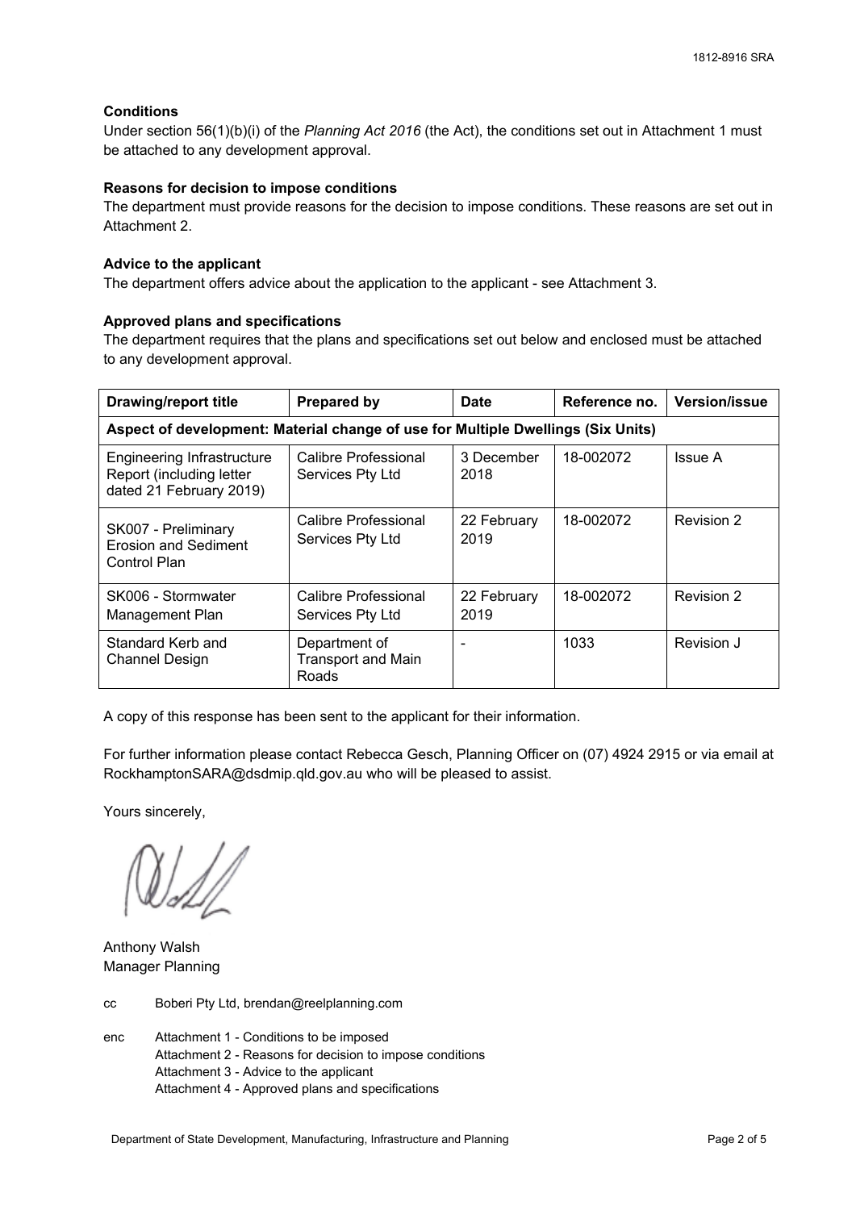### Conditions

Under section 56(1)(b)(i) of the *Planning Act 2016* (the Act), the conditions set out in Attachment 1 must be attached to any development approval.

### Reasons for decision to impose conditions

The department must provide reasons for the decision to impose conditions. These reasons are set out in Attachment 2.

### Advice to the applicant

The department offers advice about the application to the applicant - see Attachment 3.

### Approved plans and specifications

The department requires that the plans and specifications set out below and enclosed must be attached to any development approval.

| Drawing/report title | Prepared by | Date | Reference no. | Version/issue |
|---|---|---|---|---|
| **Aspect of development: Material change of use for Multiple Dwellings (Six Units)** | | | | |
| Engineering Infrastructure Report (including letter dated 21 February 2019) | Calibre Professional Services Pty Ltd | 3 December 2018 | 18-002072 | Issue A |
| SK007 - Preliminary Erosion and Sediment Control Plan | Calibre Professional Services Pty Ltd | 22 February 2019 | 18-002072 | Revision 2 |
| SK006 - Stormwater Management Plan | Calibre Professional Services Pty Ltd | 22 February 2019 | 18-002072 | Revision 2 |
| Standard Kerb and Channel Design | Department of Transport and Main Roads | - | 1033 | Revision J |

A copy of this response has been sent to the applicant for their information.

For further information please contact Rebecca Gesch, Planning Officer on (07) 4924 2915 or via email at RockhamptonSARA@dsdmip.qld.gov.au who will be pleased to assist.

Yours sincerely,

Anthony Walsh
Manager Planning

cc Boberi Pty Ltd, brendan@reelplanning.com

enc Attachment 1 - Conditions to be imposed
Attachment 2 - Reasons for decision to impose conditions
Attachment 3 - Advice to the applicant
Attachment 4 - Approved plans and specifications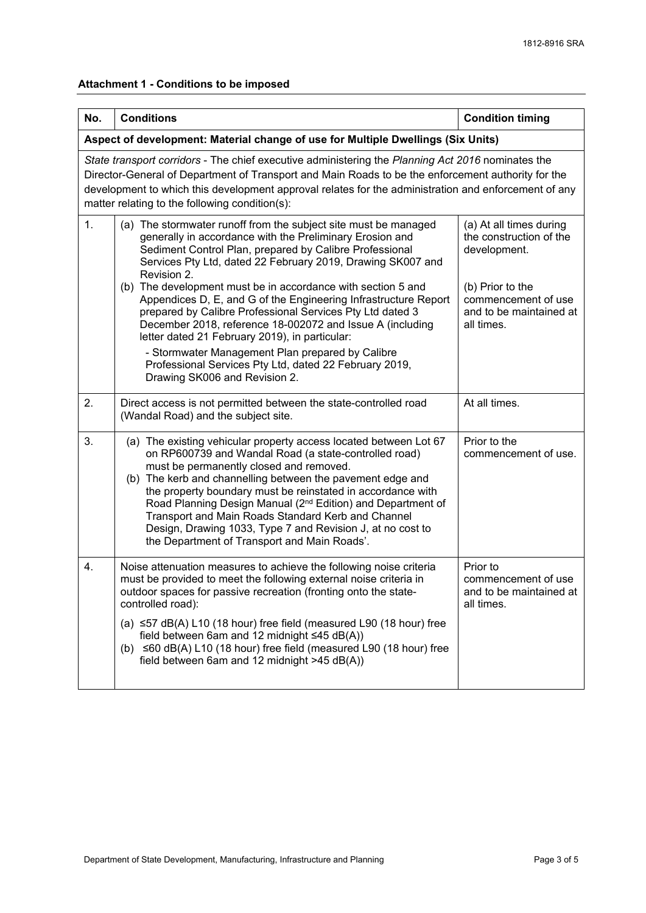**Attachment 1 - Conditions to be imposed**

| No. | Conditions | Condition timing |
|---|---|---|
| **Aspect of development: Material change of use for Multiple Dwellings (Six Units)** | | |
| *State transport corridors* - The chief executive administering the *Planning Act 2016* nominates the Director-General of Department of Transport and Main Roads to be the enforcement authority for the development to which this development approval relates for the administration and enforcement of any matter relating to the following condition(s): | | |
| 1. | (a) The stormwater runoff from the subject site must be managed generally in accordance with the Preliminary Erosion and Sediment Control Plan, prepared by Calibre Professional Services Pty Ltd, dated 22 February 2019, Drawing SK007 and Revision 2.<br>(b) The development must be in accordance with section 5 and Appendices D, E, and G of the Engineering Infrastructure Report prepared by Calibre Professional Services Pty Ltd dated 3 December 2018, reference 18-002072 and Issue A (including letter dated 21 February 2019), in particular:<br>- Stormwater Management Plan prepared by Calibre Professional Services Pty Ltd, dated 22 February 2019, Drawing SK006 and Revision 2. | (a) At all times during the construction of the development.<br>(b) Prior to the commencement of use and to be maintained at all times. |
| 2. | Direct access is not permitted between the state-controlled road (Wandal Road) and the subject site. | At all times. |
| 3. | (a) The existing vehicular property access located between Lot 67 on RP600739 and Wandal Road (a state-controlled road) must be permanently closed and removed.<br>(b) The kerb and channelling between the pavement edge and the property boundary must be reinstated in accordance with Road Planning Design Manual (2nd Edition) and Department of Transport and Main Roads Standard Kerb and Channel Design, Drawing 1033, Type 7 and Revision J, at no cost to the Department of Transport and Main Roads'. | Prior to the commencement of use. |
| 4. | Noise attenuation measures to achieve the following noise criteria must be provided to meet the following external noise criteria in outdoor spaces for passive recreation (fronting onto the state-controlled road):<br>(a) ≤57 dB(A) L10 (18 hour) free field (measured L90 (18 hour) free field between 6am and 12 midnight ≤45 dB(A))<br>(b) ≤60 dB(A) L10 (18 hour) free field (measured L90 (18 hour) free field between 6am and 12 midnight >45 dB(A)) | Prior to commencement of use and to be maintained at all times. |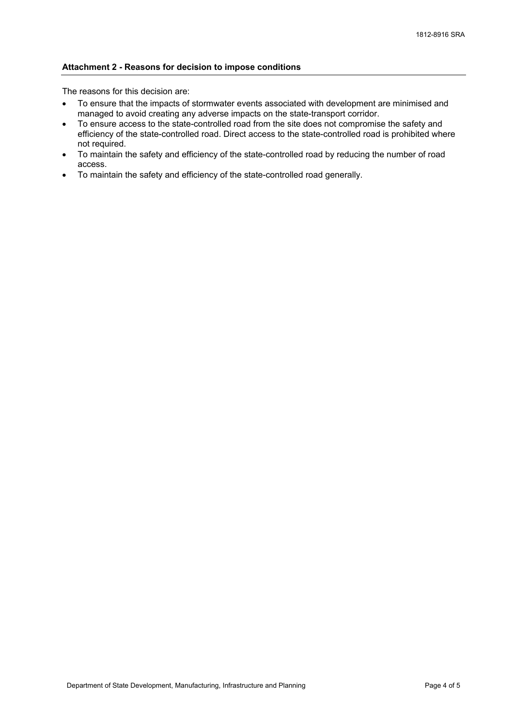## Attachment 2 - Reasons for decision to impose conditions

The reasons for this decision are:

- To ensure that the impacts of stormwater events associated with development are minimised and managed to avoid creating any adverse impacts on the state-transport corridor.
- To ensure access to the state-controlled road from the site does not compromise the safety and efficiency of the state-controlled road. Direct access to the state-controlled road is prohibited where not required.
- To maintain the safety and efficiency of the state-controlled road by reducing the number of road access.
- To maintain the safety and efficiency of the state-controlled road generally.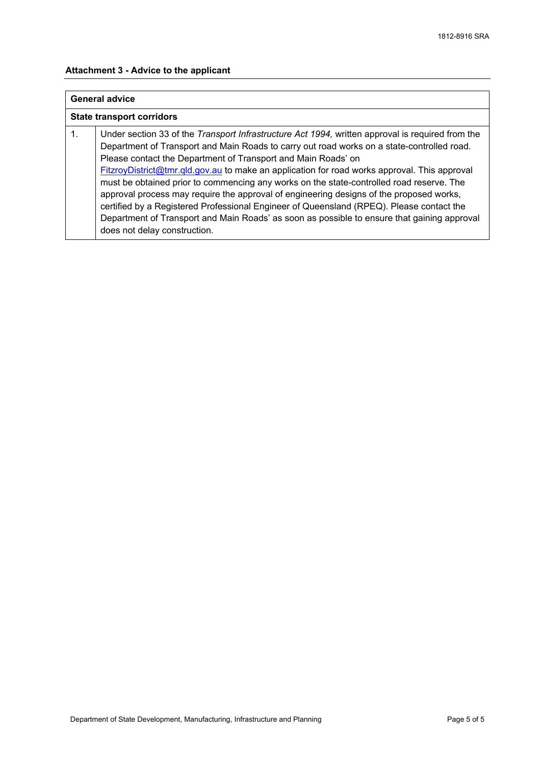## Attachment 3 - Advice to the applicant

| General advice | |
|---|---|
| **State transport corridors** | |
| 1. | Under section 33 of the *Transport Infrastructure Act 1994,* written approval is required from the Department of Transport and Main Roads to carry out road works on a state-controlled road. Please contact the Department of Transport and Main Roads' on FitzroyDistrict@tmr.qld.gov.au to make an application for road works approval. This approval must be obtained prior to commencing any works on the state-controlled road reserve. The approval process may require the approval of engineering designs of the proposed works, certified by a Registered Professional Engineer of Queensland (RPEQ). Please contact the Department of Transport and Main Roads' as soon as possible to ensure that gaining approval does not delay construction. |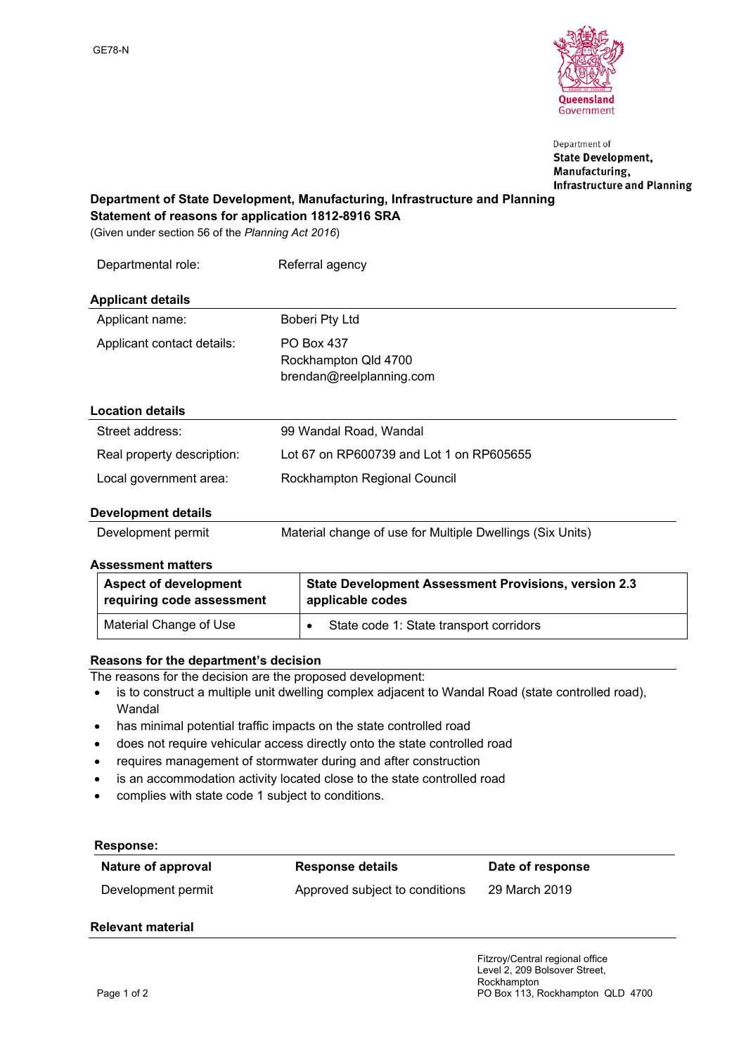GE78-N

Department of
**State Development, Manufacturing, Infrastructure and Planning**

**Department of State Development, Manufacturing, Infrastructure and Planning**
**Statement of reasons for application 1812-8916 SRA**
(Given under section 56 of the *Planning Act 2016*)

| | |
|---|---|
| Departmental role: | Referral agency |

### Applicant details

| | |
|---|---|
| Applicant name: | Boberi Pty Ltd |
| Applicant contact details: | PO Box 437<br>Rockhampton Qld 4700<br>brendan@reelplanning.com |

### Location details

| | |
|---|---|
| Street address: | 99 Wandal Road, Wandal |
| Real property description: | Lot 67 on RP600739 and Lot 1 on RP605655 |
| Local government area: | Rockhampton Regional Council |

### Development details

| | |
|---|---|
| Development permit | Material change of use for Multiple Dwellings (Six Units) |

### Assessment matters

| Aspect of development requiring code assessment | State Development Assessment Provisions, version 2.3 applicable codes |
|---|---|
| Material Change of Use | • State code 1: State transport corridors |

### Reasons for the department's decision

The reasons for the decision are the proposed development:

- is to construct a multiple unit dwelling complex adjacent to Wandal Road (state controlled road), Wandal
- has minimal potential traffic impacts on the state controlled road
- does not require vehicular access directly onto the state controlled road
- requires management of stormwater during and after construction
- is an accommodation activity located close to the state controlled road
- complies with state code 1 subject to conditions.

### Response:

| Nature of approval | Response details | Date of response |
|---|---|---|
| Development permit | Approved subject to conditions | 29 March 2019 |

### Relevant material

Fitzroy/Central regional office
Level 2, 209 Bolsover Street,
Rockhampton
PO Box 113, Rockhampton QLD 4700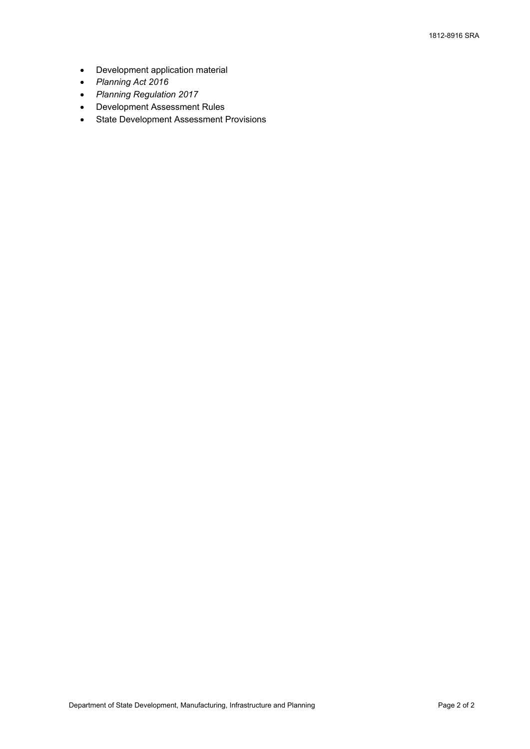- Development application material
- *Planning Act 2016*
- *Planning Regulation 2017*
- Development Assessment Rules
- State Development Assessment Provisions